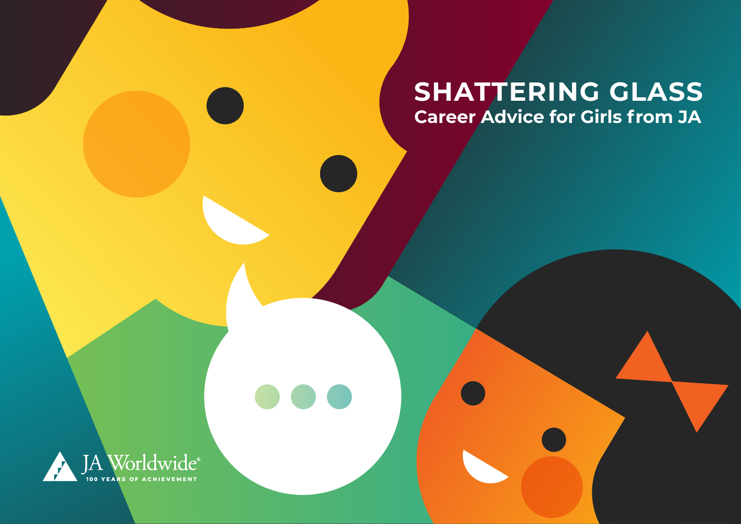# SHATTERING GLASS

## Career Advice for Girls from JA

JA Worldwide®

100 YEARS OF ACHIEVEMENT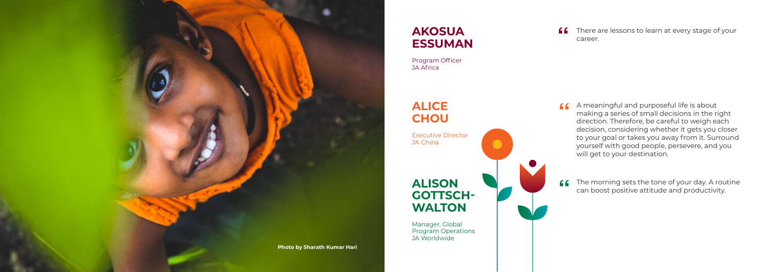Photo by Sharath Kumar Hari

## AKOSUA ESSUMAN

Program Officer
JA Africa

> There are lessons to learn at every stage of your career.

## ALICE CHOU

Executive Director
JA China

> A meaningful and purposeful life is about making a series of small decisions in the right direction. Therefore, be careful to weigh each decision, considering whether it gets you closer to your goal or takes you away from it. Surround yourself with good people, persevere, and you will get to your destination.

## ALISON GOTTSCH-WALTON

Manager, Global Program Operations
JA Worldwide

> The morning sets the tone of your day. A routine can boost positive attitude and productivity.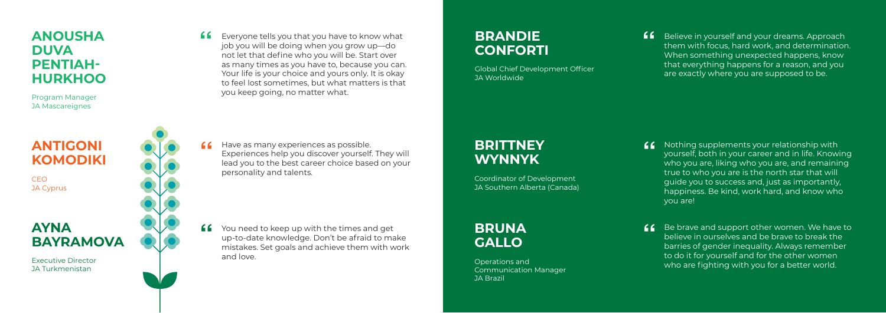## ANOUSHA DUVA PENTIAH-HURKHOO

Program Manager
JA Mascareignes

> Everyone tells you that you have to know what job you will be doing when you grow up—do not let that define who you will be. Start over as many times as you have to, because you can. Your life is your choice and yours only. It is okay to feel lost sometimes, but what matters is that you keep going, no matter what.

## ANTIGONI KOMODIKI

CEO
JA Cyprus

> Have as many experiences as possible. Experiences help you discover yourself. They will lead you to the best career choice based on your personality and talents.

## AYNA BAYRAMOVA

Executive Director
JA Turkmenistan

> You need to keep up with the times and get up-to-date knowledge. Don't be afraid to make mistakes. Set goals and achieve them with work and love.

## BRANDIE CONFORTI

Global Chief Development Officer
JA Worldwide

> Believe in yourself and your dreams. Approach them with focus, hard work, and determination. When something unexpected happens, know that everything happens for a reason, and you are exactly where you are supposed to be.

## BRITTNEY WYNNYK

Coordinator of Development
JA Southern Alberta (Canada)

> Nothing supplements your relationship with yourself, both in your career and in life. Knowing who you are, liking who you are, and remaining true to who you are is the north star that will guide you to success and, just as importantly, happiness. Be kind, work hard, and know who you are!

## BRUNA GALLO

Operations and Communication Manager
JA Brazil

> Be brave and support other women. We have to believe in ourselves and be brave to break the barries of gender inequality. Always remember to do it for yourself and for the other women who are fighting with you for a better world.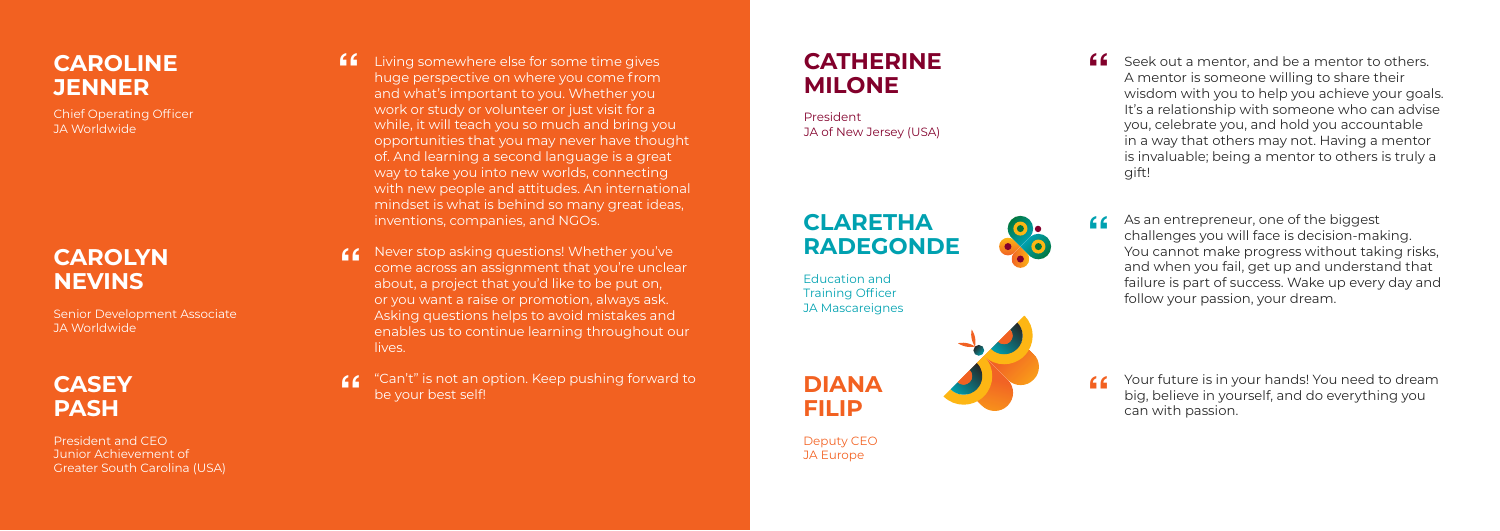## CAROLINE JENNER

Chief Operating Officer
JA Worldwide

"Living somewhere else for some time gives huge perspective on where you come from and what's important to you. Whether you work or study or volunteer or just visit for a while, it will teach you so much and bring you opportunities that you may never have thought of. And learning a second language is a great way to take you into new worlds, connecting with new people and attitudes. An international mindset is what is behind so many great ideas, inventions, companies, and NGOs.

## CAROLYN NEVINS

Senior Development Associate
JA Worldwide

"Never stop asking questions! Whether you've come across an assignment that you're unclear about, a project that you'd like to be put on, or you want a raise or promotion, always ask. Asking questions helps to avoid mistakes and enables us to continue learning throughout our lives.

## CASEY PASH

President and CEO
Junior Achievement of Greater South Carolina (USA)

"“Can't” is not an option. Keep pushing forward to be your best self!

## CATHERINE MILONE

President
JA of New Jersey (USA)

"Seek out a mentor, and be a mentor to others. A mentor is someone willing to share their wisdom with you to help you achieve your goals. It's a relationship with someone who can advise you, celebrate you, and hold you accountable in a way that others may not. Having a mentor is invaluable; being a mentor to others is truly a gift!

## CLARETHA RADEGONDE

Education and Training Officer
JA Mascareignes

"As an entrepreneur, one of the biggest challenges you will face is decision-making. You cannot make progress without taking risks, and when you fail, get up and understand that failure is part of success. Wake up every day and follow your passion, your dream.

## DIANA FILIP

Deputy CEO
JA Europe

"Your future is in your hands! You need to dream big, believe in yourself, and do everything you can with passion.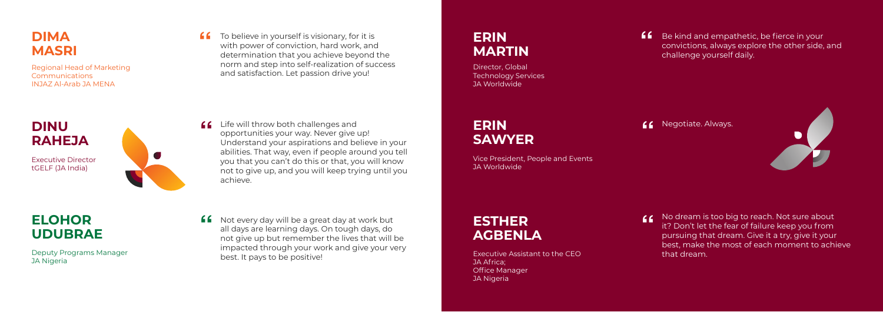## DIMA MASRI

Regional Head of Marketing Communications
INJAZ Al-Arab JA MENA

"To believe in yourself is visionary, for it is with power of conviction, hard work, and determination that you achieve beyond the norm and step into self-realization of success and satisfaction. Let passion drive you!

## DINU RAHEJA

Executive Director
tGELF (JA India)

"Life will throw both challenges and opportunities your way. Never give up! Understand your aspirations and believe in your abilities. That way, even if people around you tell you that you can't do this or that, you will know not to give up, and you will keep trying until you achieve.

## ELOHOR UDUBRAE

Deputy Programs Manager
JA Nigeria

"Not every day will be a great day at work but all days are learning days. On tough days, do not give up but remember the lives that will be impacted through your work and give your very best. It pays to be positive!

## ERIN MARTIN

Director, Global Technology Services
JA Worldwide

"Be kind and empathetic, be fierce in your convictions, always explore the other side, and challenge yourself daily.

## ERIN SAWYER

Vice President, People and Events
JA Worldwide

"Negotiate. Always.

## ESTHER AGBENLA

Executive Assistant to the CEO
JA Africa;
Office Manager
JA Nigeria

"No dream is too big to reach. Not sure about it? Don't let the fear of failure keep you from pursuing that dream. Give it a try, give it your best, make the most of each moment to achieve that dream.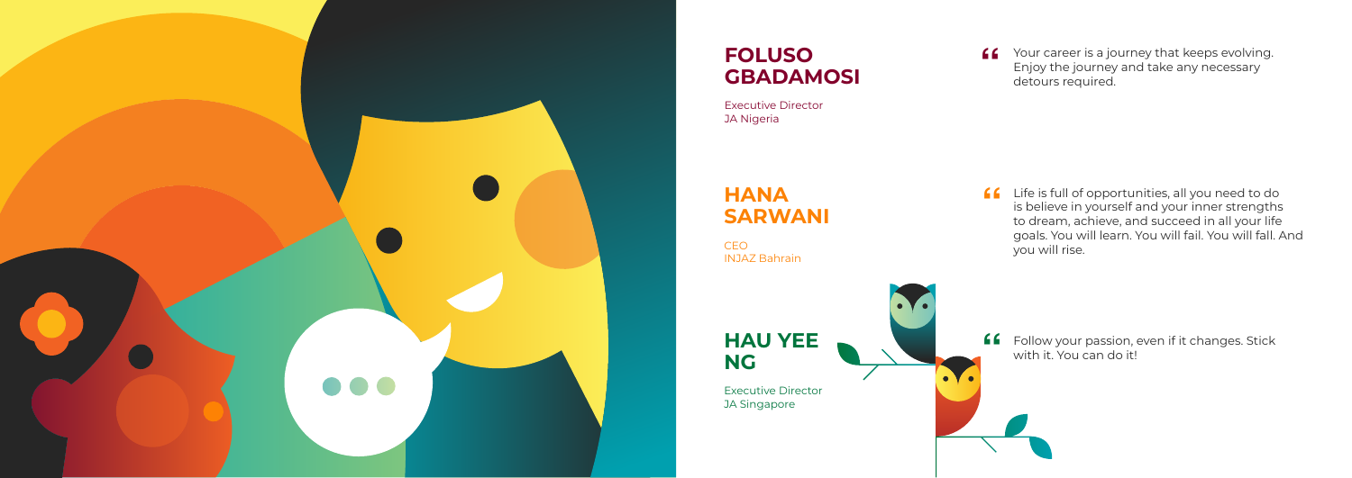## FOLUSO GBADAMOSI

Executive Director
JA Nigeria

> Your career is a journey that keeps evolving. Enjoy the journey and take any necessary detours required.

## HANA SARWANI

CEO
INJAZ Bahrain

> Life is full of opportunities, all you need to do is believe in yourself and your inner strengths to dream, achieve, and succeed in all your life goals. You will learn. You will fail. You will fall. And you will rise.

## HAU YEE NG

Executive Director
JA Singapore

> Follow your passion, even if it changes. Stick with it. You can do it!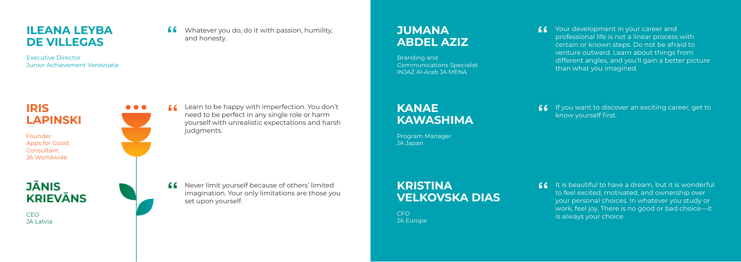## ILEANA LEYBA DE VILLEGAS

Executive Director
Junior Achievement Venezuela

"Whatever you do, do it with passion, humility, and honesty.

## IRIS LAPINSKI

Founder
Apps for Good;
Consultant
JA Worldwide

"Learn to be happy with imperfection. You don't need to be perfect in any single role or harm yourself with unrealistic expectations and harsh judgments.

## JĀNIS KRIEVĀNS

CEO
JA Latvia

"Never limit yourself because of others' limited imagination. Your only limitations are those you set upon yourself.

## JUMANA ABDEL AZIZ

Branding and Communications Specialist
INJAZ Al-Arab JA MENA

"Your development in your career and professional life is not a linear process with certain or known steps. Do not be afraid to venture outward. Learn about things from different angles, and you'll gain a better picture than what you imagined.

## KANAE KAWASHIMA

Program Manager
JA Japan

"If you want to discover an exciting career, get to know yourself first.

## KRISTINA VELKOVSKA DIAS

CFO
JA Europe

"It is beautiful to have a dream, but it is wonderful to feel excited, motivated, and ownership over your personal choices. In whatever you study or work, feel joy. There is no good or bad choice—it is always your choice.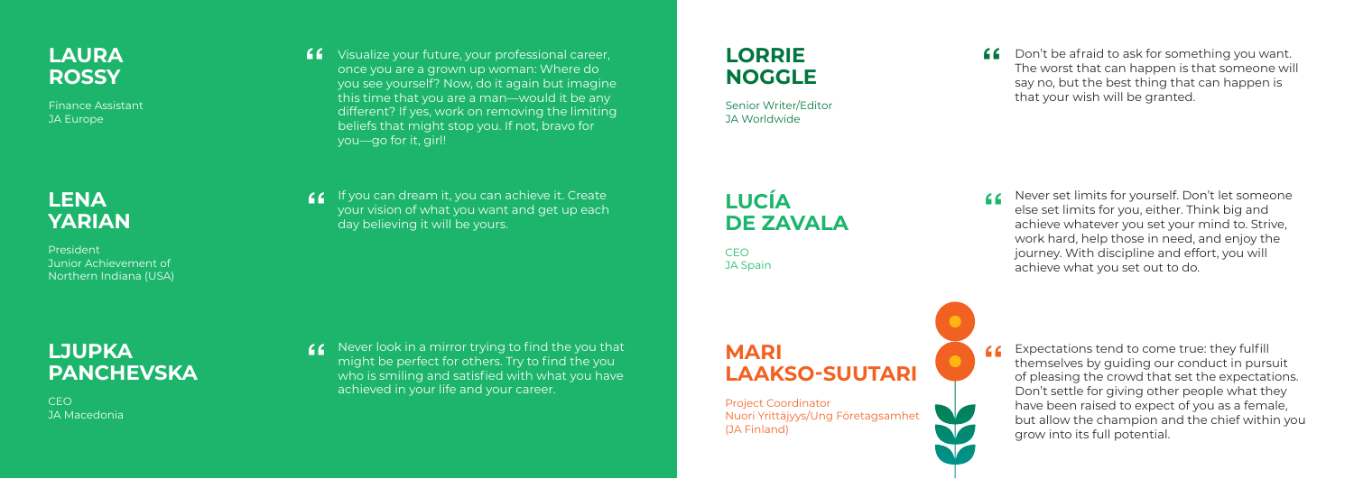## LAURA ROSSY

Finance Assistant
JA Europe

"Visualize your future, your professional career, once you are a grown up woman: Where do you see yourself? Now, do it again but imagine this time that you are a man—would it be any different? If yes, work on removing the limiting beliefs that might stop you. If not, bravo for you—go for it, girl!

## LENA YARIAN

President
Junior Achievement of Northern Indiana (USA)

"If you can dream it, you can achieve it. Create your vision of what you want and get up each day believing it will be yours.

## LJUPKA PANCHEVSKA

CEO
JA Macedonia

"Never look in a mirror trying to find the you that might be perfect for others. Try to find the you who is smiling and satisfied with what you have achieved in your life and your career.

## LORRIE NOGGLE

Senior Writer/Editor
JA Worldwide

"Don't be afraid to ask for something you want. The worst that can happen is that someone will say no, but the best thing that can happen is that your wish will be granted.

## LUCÍA DE ZAVALA

CEO
JA Spain

"Never set limits for yourself. Don't let someone else set limits for you, either. Think big and achieve whatever you set your mind to. Strive, work hard, help those in need, and enjoy the journey. With discipline and effort, you will achieve what you set out to do.

## MARI LAAKSO-SUUTARI

Project Coordinator
Nuori Yrittäjyys/Ung Företagsamhet (JA Finland)

"Expectations tend to come true: they fulfill themselves by guiding our conduct in pursuit of pleasing the crowd that set the expectations. Don't settle for giving other people what they have been raised to expect of you as a female, but allow the champion and the chief within you grow into its full potential.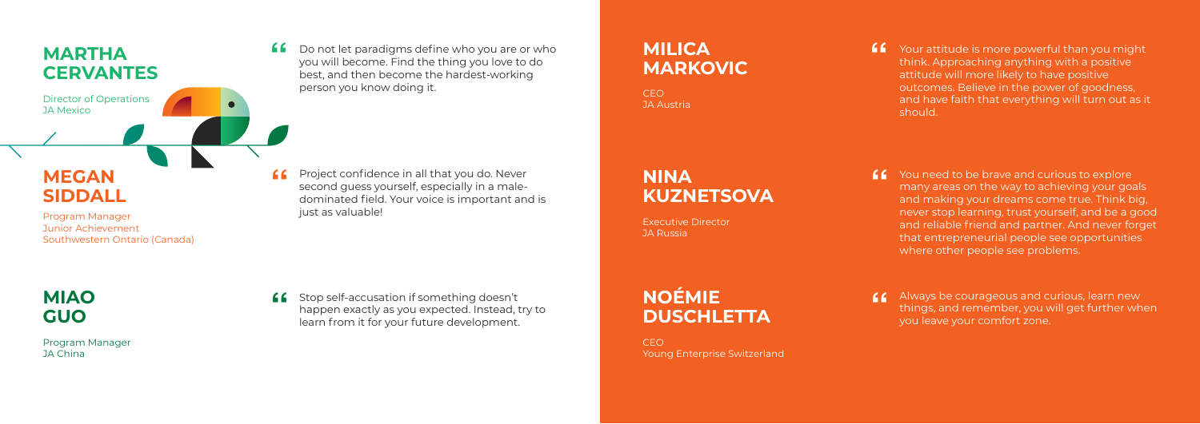## MARTHA CERVANTES

Director of Operations
JA Mexico

"Do not let paradigms define who you are or who you will become. Find the thing you love to do best, and then become the hardest-working person you know doing it.

## MEGAN SIDDALL

Program Manager
Junior Achievement
Southwestern Ontario (Canada)

"Project confidence in all that you do. Never second guess yourself, especially in a male-dominated field. Your voice is important and is just as valuable!

## MIAO GUO

Program Manager
JA China

"Stop self-accusation if something doesn't happen exactly as you expected. Instead, try to learn from it for your future development.

## MILICA MARKOVIC

CEO
JA Austria

"Your attitude is more powerful than you might think. Approaching anything with a positive attitude will more likely to have positive outcomes. Believe in the power of goodness, and have faith that everything will turn out as it should.

## NINA KUZNETSOVA

Executive Director
JA Russia

"You need to be brave and curious to explore many areas on the way to achieving your goals and making your dreams come true. Think big, never stop learning, trust yourself, and be a good and reliable friend and partner. And never forget that entrepreneurial people see opportunities where other people see problems.

## NOÉMIE DUSCHLETTA

CEO
Young Enterprise Switzerland

"Always be courageous and curious, learn new things, and remember, you will get further when you leave your comfort zone.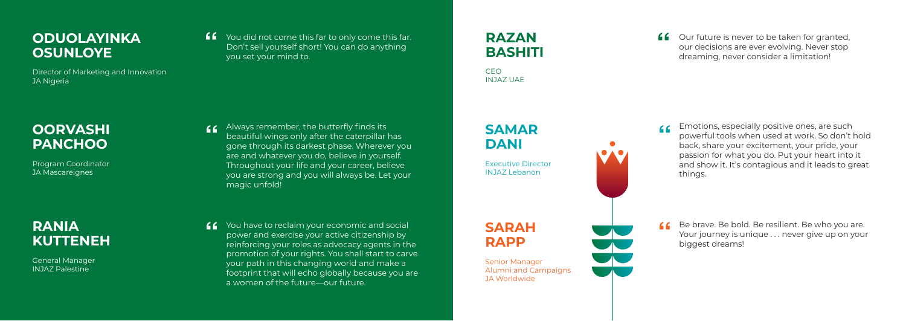## ODUOLAYINKA OSUNLOYE

Director of Marketing and Innovation
JA Nigeria

> You did not come this far to only come this far. Don't sell yourself short! You can do anything you set your mind to.

## OORVASHI PANCHOO

Program Coordinator
JA Mascareignes

> Always remember, the butterfly finds its beautiful wings only after the caterpillar has gone through its darkest phase. Wherever you are and whatever you do, believe in yourself. Throughout your life and your career, believe you are strong and you will always be. Let your magic unfold!

## RANIA KUTTENEH

General Manager
INJAZ Palestine

> You have to reclaim your economic and social power and exercise your active citizenship by reinforcing your roles as advocacy agents in the promotion of your rights. You shall start to carve your path in this changing world and make a footprint that will echo globally because you are a women of the future—our future.

## RAZAN BASHITI

CEO
INJAZ UAE

> Our future is never to be taken for granted, our decisions are ever evolving. Never stop dreaming, never consider a limitation!

## SAMAR DANI

Executive Director
INJAZ Lebanon

> Emotions, especially positive ones, are such powerful tools when used at work. So don't hold back, share your excitement, your pride, your passion for what you do. Put your heart into it and show it. It's contagious and it leads to great things.

## SARAH RAPP

Senior Manager
Alumni and Campaigns
JA Worldwide

> Be brave. Be bold. Be resilient. Be who you are. Your journey is unique . . . never give up on your biggest dreams!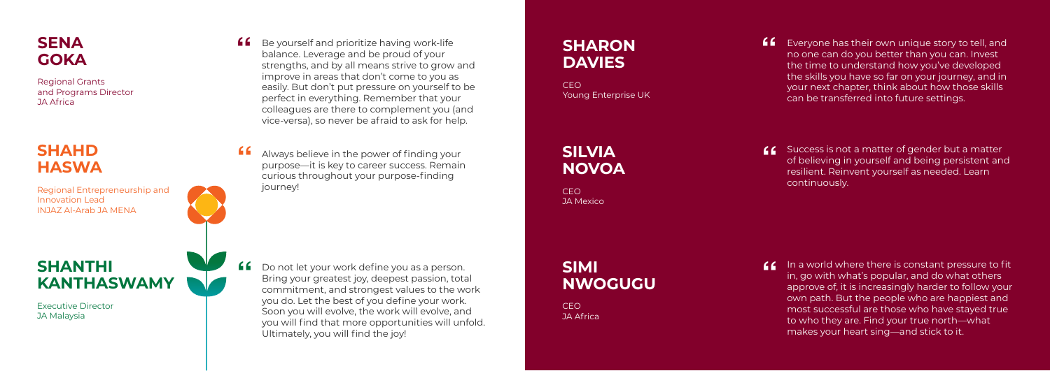## SENA GOKA

Regional Grants and Programs Director
JA Africa

"Be yourself and prioritize having work-life balance. Leverage and be proud of your strengths, and by all means strive to grow and improve in areas that don't come to you as easily. But don't put pressure on yourself to be perfect in everything. Remember that your colleagues are there to complement you (and vice-versa), so never be afraid to ask for help.

## SHAHD HASWA

Regional Entrepreneurship and Innovation Lead
INJAZ Al-Arab JA MENA

"Always believe in the power of finding your purpose—it is key to career success. Remain curious throughout your purpose-finding journey!

## SHANTHI KANTHASWAMY

Executive Director
JA Malaysia

"Do not let your work define you as a person. Bring your greatest joy, deepest passion, total commitment, and strongest values to the work you do. Let the best of you define your work. Soon you will evolve, the work will evolve, and you will find that more opportunities will unfold. Ultimately, you will find the joy!

## SHARON DAVIES

CEO
Young Enterprise UK

"Everyone has their own unique story to tell, and no one can do you better than you can. Invest the time to understand how you've developed the skills you have so far on your journey, and in your next chapter, think about how those skills can be transferred into future settings.

## SILVIA NOVOA

CEO
JA Mexico

"Success is not a matter of gender but a matter of believing in yourself and being persistent and resilient. Reinvent yourself as needed. Learn continuously.

## SIMI NWOGUGU

CEO
JA Africa

"In a world where there is constant pressure to fit in, go with what's popular, and do what others approve of, it is increasingly harder to follow your own path. But the people who are happiest and most successful are those who have stayed true to who they are. Find your true north—what makes your heart sing—and stick to it.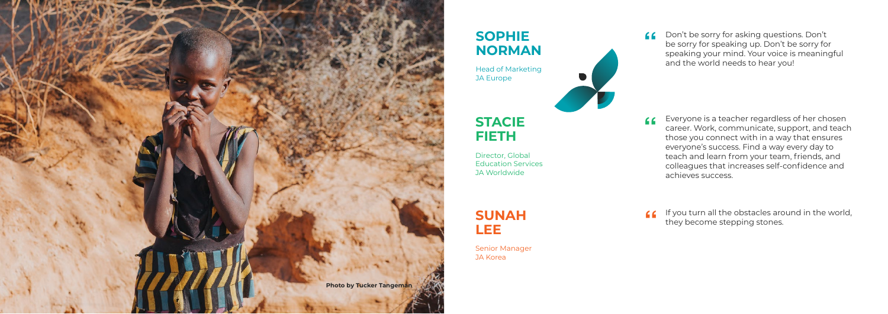Photo by Tucker Tangeman

## SOPHIE NORMAN

Head of Marketing
JA Europe

> Don't be sorry for asking questions. Don't be sorry for speaking up. Don't be sorry for speaking your mind. Your voice is meaningful and the world needs to hear you!

## STACIE FIETH

Director, Global Education Services
JA Worldwide

> Everyone is a teacher regardless of her chosen career. Work, communicate, support, and teach those you connect with in a way that ensures everyone's success. Find a way every day to teach and learn from your team, friends, and colleagues that increases self-confidence and achieves success.

## SUNAH LEE

Senior Manager
JA Korea

> If you turn all the obstacles around in the world, they become stepping stones.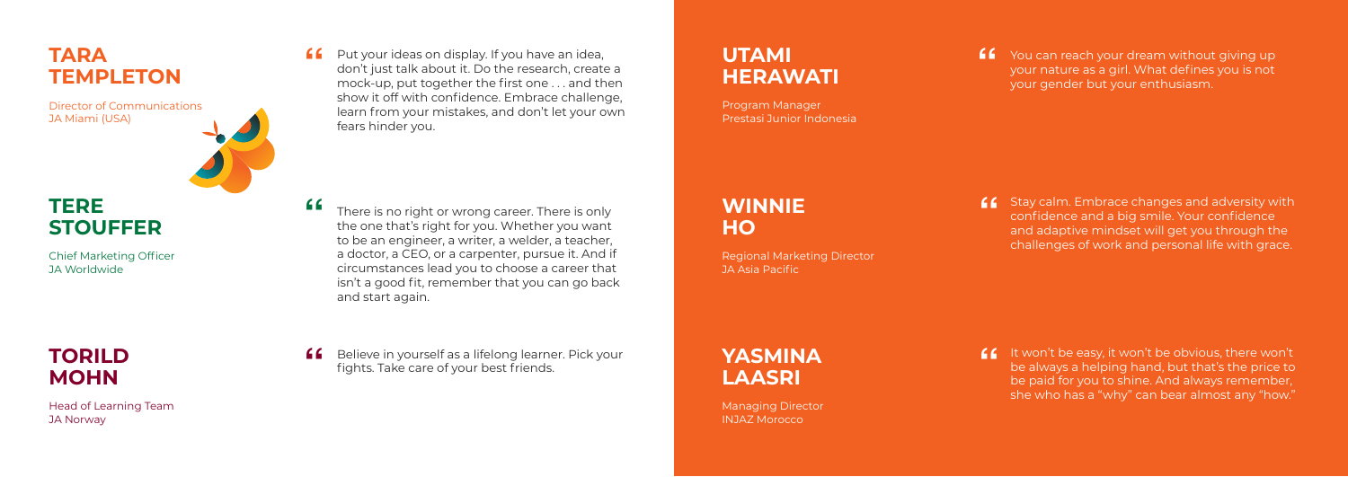## TARA TEMPLETON

Director of Communications
JA Miami (USA)

"Put your ideas on display. If you have an idea, don't just talk about it. Do the research, create a mock-up, put together the first one . . . and then show it off with confidence. Embrace challenge, learn from your mistakes, and don't let your own fears hinder you.

## TERE STOUFFER

Chief Marketing Officer
JA Worldwide

"There is no right or wrong career. There is only the one that's right for you. Whether you want to be an engineer, a writer, a welder, a teacher, a doctor, a CEO, or a carpenter, pursue it. And if circumstances lead you to choose a career that isn't a good fit, remember that you can go back and start again.

## TORILD MOHN

Head of Learning Team
JA Norway

"Believe in yourself as a lifelong learner. Pick your fights. Take care of your best friends.

## UTAMI HERAWATI

Program Manager
Prestasi Junior Indonesia

"You can reach your dream without giving up your nature as a girl. What defines you is not your gender but your enthusiasm.

## WINNIE HO

Regional Marketing Director
JA Asia Pacific

"Stay calm. Embrace changes and adversity with confidence and a big smile. Your confidence and adaptive mindset will get you through the challenges of work and personal life with grace.

## YASMINA LAASRI

Managing Director
INJAZ Morocco

"It won't be easy, it won't be obvious, there won't be always a helping hand, but that's the price to be paid for you to shine. And always remember, she who has a "why" can bear almost any "how."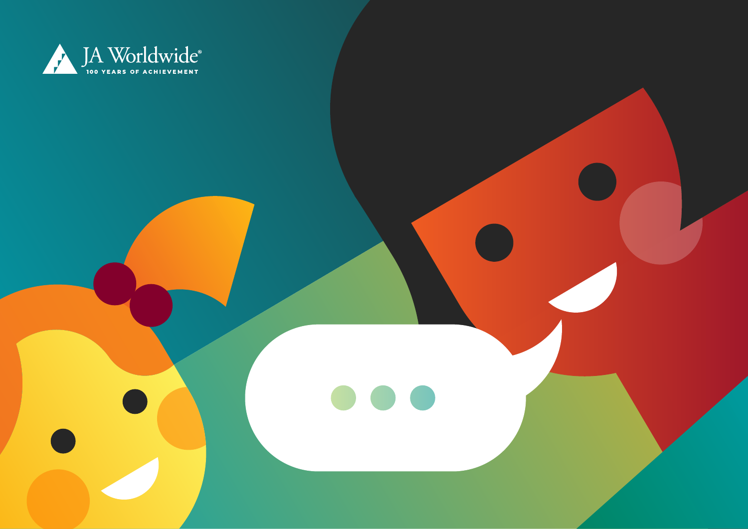JA Worldwide®

100 YEARS OF ACHIEVEMENT